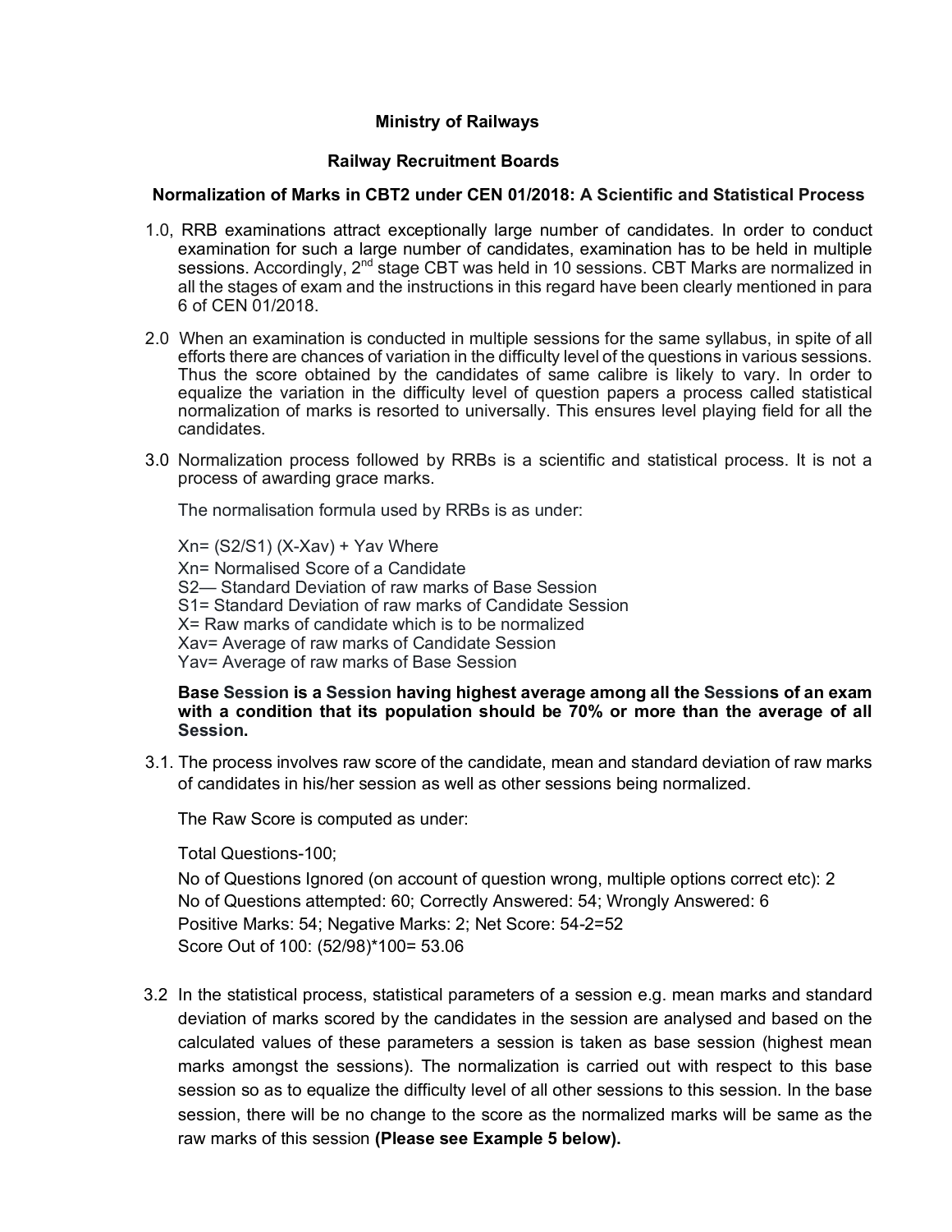**Ministry of Railways**

**Railway Recruitment Boards**

**Normalization of Marks in CBT2 under CEN 01/2018: A Scientific and Statistical Process**

1.0, RRB examinations attract exceptionally large number of candidates. In order to conduct examination for such a large number of candidates, examination has to be held in multiple sessions. Accordingly, $2^{nd}$ stage CBT was held in 10 sessions. CBT Marks are normalized in all the stages of exam and the instructions in this regard have been clearly mentioned in para 6 of CEN 01/2018.

2.0 When an examination is conducted in multiple sessions for the same syllabus, in spite of all efforts there are chances of variation in the difficulty level of the questions in various sessions. Thus the score obtained by the candidates of same calibre is likely to vary. In order to equalize the variation in the difficulty level of question papers a process called statistical normalization of marks is resorted to universally. This ensures level playing field for all the candidates.

3.0 Normalization process followed by RRBs is a scientific and statistical process. It is not a process of awarding grace marks.

The normalisation formula used by RRBs is as under:

Xn= (S2/S1) (X-Xav) + Yav Where
Xn= Normalised Score of a Candidate
S2— Standard Deviation of raw marks of Base Session
S1= Standard Deviation of raw marks of Candidate Session
X= Raw marks of candidate which is to be normalized
Xav= Average of raw marks of Candidate Session
Yav= Average of raw marks of Base Session

**Base Session is a Session having highest average among all the Sessions of an exam with a condition that its population should be 70% or more than the average of all Session.**

3.1. The process involves raw score of the candidate, mean and standard deviation of raw marks of candidates in his/her session as well as other sessions being normalized.

The Raw Score is computed as under:

Total Questions-100;

No of Questions Ignored (on account of question wrong, multiple options correct etc): 2
No of Questions attempted: 60; Correctly Answered: 54; Wrongly Answered: 6
Positive Marks: 54; Negative Marks: 2; Net Score: 54-2=52
Score Out of 100: (52/98)*100= 53.06

3.2 In the statistical process, statistical parameters of a session e.g. mean marks and standard deviation of marks scored by the candidates in the session are analysed and based on the calculated values of these parameters a session is taken as base session (highest mean marks amongst the sessions). The normalization is carried out with respect to this base session so as to equalize the difficulty level of all other sessions to this session. In the base session, there will be no change to the score as the normalized marks will be same as the raw marks of this session **(Please see Example 5 below).**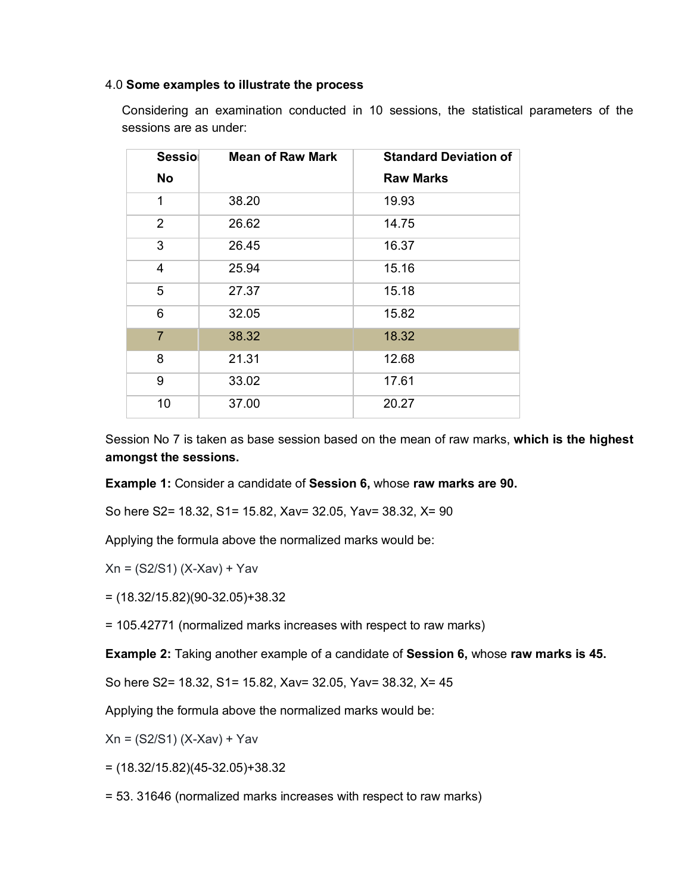4.0 **Some examples to illustrate the process**

Considering an examination conducted in 10 sessions, the statistical parameters of the sessions are as under:

| Session No | Mean of Raw Mark | Standard Deviation of Raw Marks |
|---|---|---|
| 1 | 38.20 | 19.93 |
| 2 | 26.62 | 14.75 |
| 3 | 26.45 | 16.37 |
| 4 | 25.94 | 15.16 |
| 5 | 27.37 | 15.18 |
| 6 | 32.05 | 15.82 |
| 7 | 38.32 | 18.32 |
| 8 | 21.31 | 12.68 |
| 9 | 33.02 | 17.61 |
| 10 | 37.00 | 20.27 |

Session No 7 is taken as base session based on the mean of raw marks, **which is the highest amongst the sessions.**

**Example 1:** Consider a candidate of **Session 6,** whose **raw marks are 90.**

So here S2= 18.32, S1= 15.82, Xav= 32.05, Yav= 38.32, X= 90

Applying the formula above the normalized marks would be:

Xn = (S2/S1) (X-Xav) + Yav

= (18.32/15.82)(90-32.05)+38.32

= 105.42771 (normalized marks increases with respect to raw marks)

**Example 2:** Taking another example of a candidate of **Session 6,** whose **raw marks is 45.**

So here S2= 18.32, S1= 15.82, Xav= 32.05, Yav= 38.32, X= 45

Applying the formula above the normalized marks would be:

Xn = (S2/S1) (X-Xav) + Yav

= (18.32/15.82)(45-32.05)+38.32

= 53. 31646 (normalized marks increases with respect to raw marks)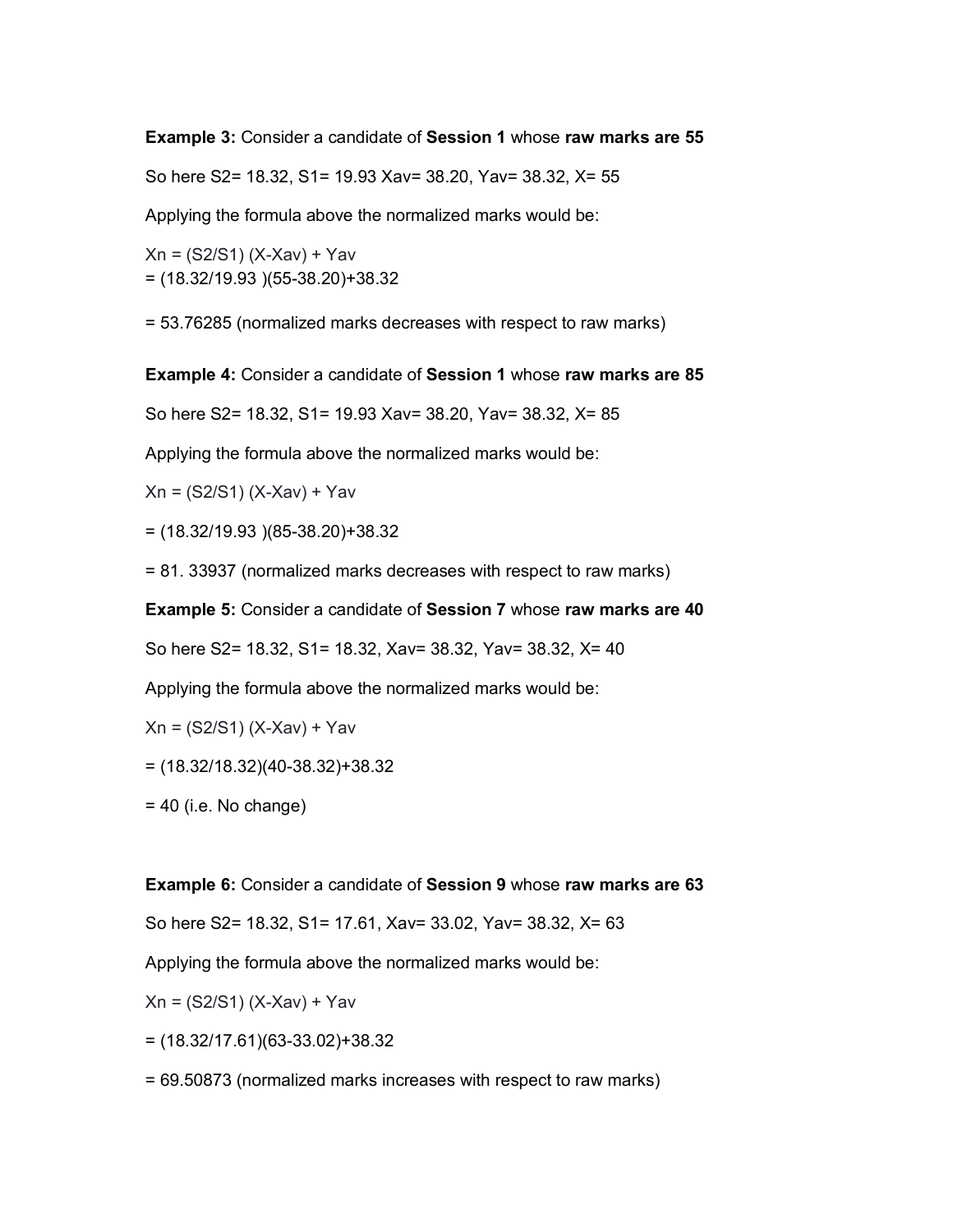**Example 3:** Consider a candidate of **Session 1** whose **raw marks are 55**

So here $S2 = 18.32$, $S1 = 19.93$ $Xav = 38.20$, $Yav = 38.32$, $X = 55$

Applying the formula above the normalized marks would be:

$Xn = (S2/S1)(X-Xav) + Yav$
$= (18.32/19.93)(55-38.20)+38.32$

$= 53.76285$ (normalized marks decreases with respect to raw marks)

**Example 4:** Consider a candidate of **Session 1** whose **raw marks are 85**

So here $S2 = 18.32$, $S1 = 19.93$ $Xav = 38.20$, $Yav = 38.32$, $X = 85$

Applying the formula above the normalized marks would be:

$Xn = (S2/S1)(X-Xav) + Yav$

$= (18.32/19.93)(85-38.20)+38.32$

$= 81.33937$ (normalized marks decreases with respect to raw marks)

**Example 5:** Consider a candidate of **Session 7** whose **raw marks are 40**

So here $S2 = 18.32$, $S1 = 18.32$, $Xav = 38.32$, $Yav = 38.32$, $X = 40$

Applying the formula above the normalized marks would be:

$Xn = (S2/S1)(X-Xav) + Yav$

$= (18.32/18.32)(40-38.32)+38.32$

$= 40$ (i.e. No change)

**Example 6:** Consider a candidate of **Session 9** whose **raw marks are 63**

So here $S2 = 18.32$, $S1 = 17.61$, $Xav = 33.02$, $Yav = 38.32$, $X = 63$

Applying the formula above the normalized marks would be:

$Xn = (S2/S1)(X-Xav) + Yav$

$= (18.32/17.61)(63-33.02)+38.32$

$= 69.50873$ (normalized marks increases with respect to raw marks)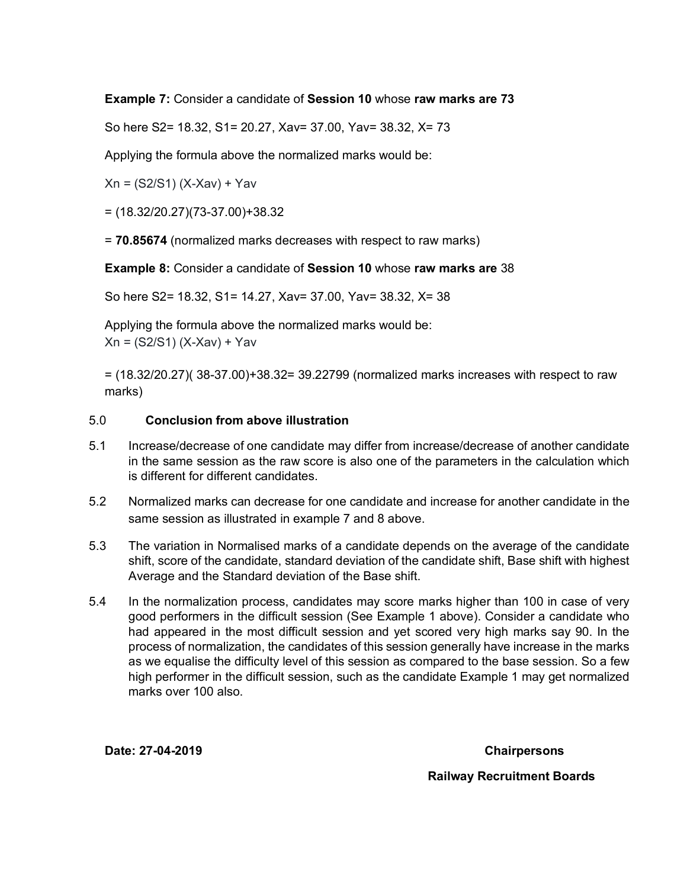**Example 7:** Consider a candidate of **Session 10** whose **raw marks are 73**

So here S2= 18.32, S1= 20.27, Xav= 37.00, Yav= 38.32, X= 73

Applying the formula above the normalized marks would be:

$Xn = (S2/S1)(X-Xav) + Yav$

$= (18.32/20.27)(73-37.00)+38.32$

= **70.85674** (normalized marks decreases with respect to raw marks)

**Example 8:** Consider a candidate of **Session 10** whose **raw marks are** 38

So here S2= 18.32, S1= 14.27, Xav= 37.00, Yav= 38.32, X= 38

Applying the formula above the normalized marks would be:

$Xn = (S2/S1)(X-Xav) + Yav$

$= (18.32/20.27)(38-37.00)+38.32 = 39.22799$ (normalized marks increases with respect to raw marks)

## 5.0 Conclusion from above illustration

5.1 Increase/decrease of one candidate may differ from increase/decrease of another candidate in the same session as the raw score is also one of the parameters in the calculation which is different for different candidates.

5.2 Normalized marks can decrease for one candidate and increase for another candidate in the same session as illustrated in example 7 and 8 above.

5.3 The variation in Normalised marks of a candidate depends on the average of the candidate shift, score of the candidate, standard deviation of the candidate shift, Base shift with highest Average and the Standard deviation of the Base shift.

5.4 In the normalization process, candidates may score marks higher than 100 in case of very good performers in the difficult session (See Example 1 above). Consider a candidate who had appeared in the most difficult session and yet scored very high marks say 90. In the process of normalization, the candidates of this session generally have increase in the marks as we equalise the difficulty level of this session as compared to the base session. So a few high performer in the difficult session, such as the candidate Example 1 may get normalized marks over 100 also.

**Date: 27-04-2019**

**Chairpersons**

**Railway Recruitment Boards**